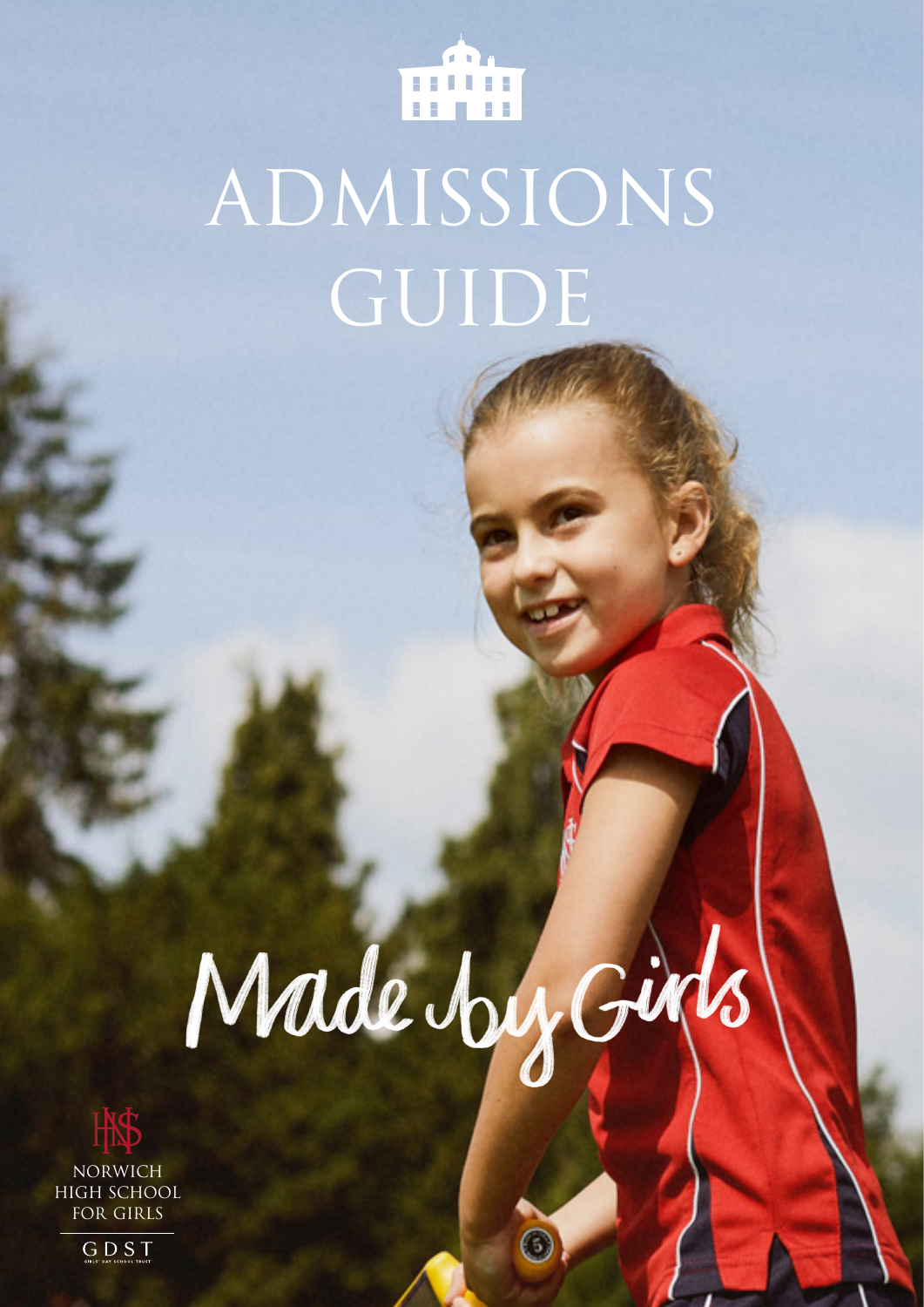# ADMISSIONS GUIDE

Made by Girls

NORWICH HIGH SCHOOL FOR GIRLS

GDST

GIRLS' DAY SCHOOL TRUST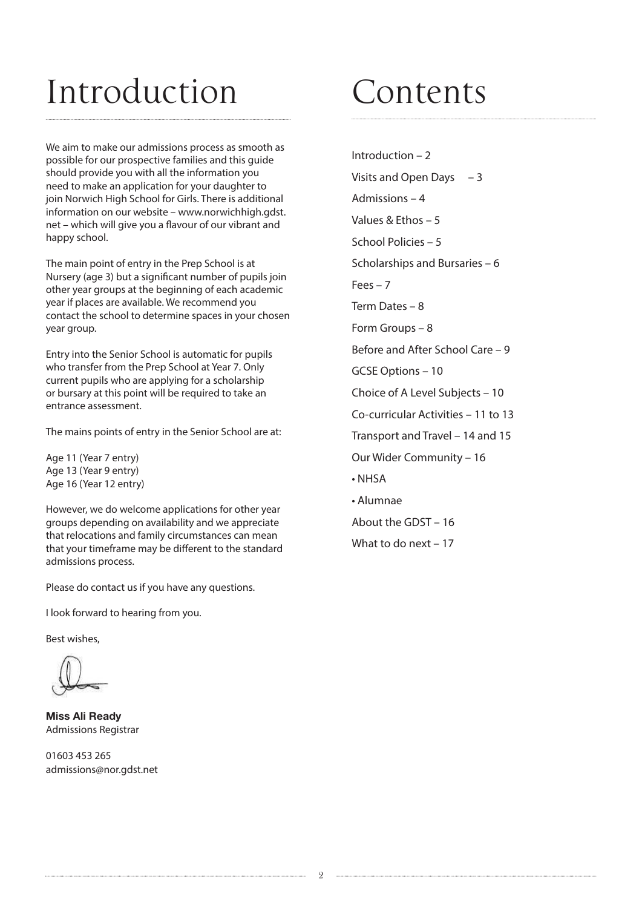# Introduction

We aim to make our admissions process as smooth as possible for our prospective families and this guide should provide you with all the information you need to make an application for your daughter to join Norwich High School for Girls. There is additional information on our website – www.norwichhigh.gdst.net – which will give you a flavour of our vibrant and happy school.

The main point of entry in the Prep School is at Nursery (age 3) but a significant number of pupils join other year groups at the beginning of each academic year if places are available. We recommend you contact the school to determine spaces in your chosen year group.

Entry into the Senior School is automatic for pupils who transfer from the Prep School at Year 7. Only current pupils who are applying for a scholarship or bursary at this point will be required to take an entrance assessment.

The mains points of entry in the Senior School are at:

Age 11 (Year 7 entry)
Age 13 (Year 9 entry)
Age 16 (Year 12 entry)

However, we do welcome applications for other year groups depending on availability and we appreciate that relocations and family circumstances can mean that your timeframe may be different to the standard admissions process.

Please do contact us if you have any questions.

I look forward to hearing from you.

Best wishes,

**Miss Ali Ready**
Admissions Registrar

01603 453 265
admissions@nor.gdst.net

# Contents

Introduction – 2

Visits and Open Days – 3

Admissions – 4

Values & Ethos – 5

School Policies – 5

Scholarships and Bursaries – 6

Fees – 7

Term Dates – 8

Form Groups – 8

Before and After School Care – 9

GCSE Options – 10

Choice of A Level Subjects – 10

Co-curricular Activities – 11 to 13

Transport and Travel – 14 and 15

Our Wider Community – 16

- NHSA
- Alumnae

About the GDST – 16

What to do next – 17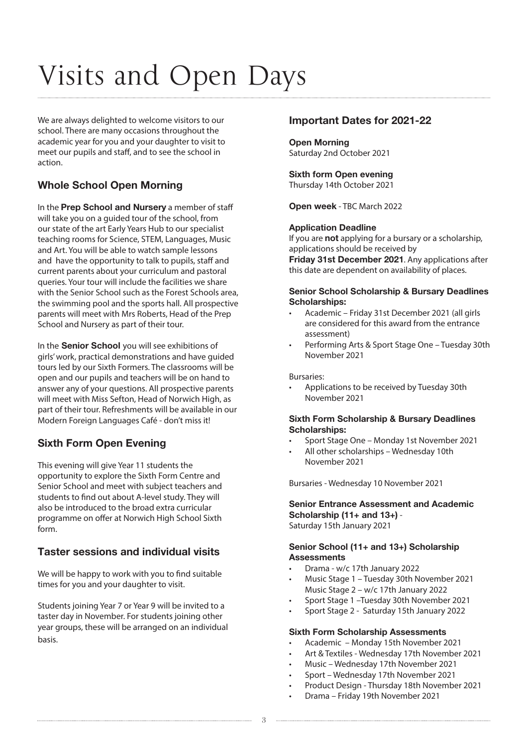# Visits and Open Days

We are always delighted to welcome visitors to our school. There are many occasions throughout the academic year for you and your daughter to visit to meet our pupils and staff, and to see the school in action.

## Whole School Open Morning

In the **Prep School and Nursery** a member of staff will take you on a guided tour of the school, from our state of the art Early Years Hub to our specialist teaching rooms for Science, STEM, Languages, Music and Art. You will be able to watch sample lessons and have the opportunity to talk to pupils, staff and current parents about your curriculum and pastoral queries. Your tour will include the facilities we share with the Senior School such as the Forest Schools area, the swimming pool and the sports hall. All prospective parents will meet with Mrs Roberts, Head of the Prep School and Nursery as part of their tour.

In the **Senior School** you will see exhibitions of girls' work, practical demonstrations and have guided tours led by our Sixth Formers. The classrooms will be open and our pupils and teachers will be on hand to answer any of your questions. All prospective parents will meet with Miss Sefton, Head of Norwich High, as part of their tour. Refreshments will be available in our Modern Foreign Languages Café - don't miss it!

## Sixth Form Open Evening

This evening will give Year 11 students the opportunity to explore the Sixth Form Centre and Senior School and meet with subject teachers and students to find out about A-level study. They will also be introduced to the broad extra curricular programme on offer at Norwich High School Sixth form.

## Taster sessions and individual visits

We will be happy to work with you to find suitable times for you and your daughter to visit.

Students joining Year 7 or Year 9 will be invited to a taster day in November. For students joining other year groups, these will be arranged on an individual basis.

## Important Dates for 2021-22

**Open Morning**
Saturday 2nd October 2021

**Sixth form Open evening**
Thursday 14th October 2021

**Open week** - TBC March 2022

**Application Deadline**
If you are **not** applying for a bursary or a scholarship, applications should be received by **Friday 31st December 2021**. Any applications after this date are dependent on availability of places.

**Senior School Scholarship & Bursary Deadlines**
**Scholarships:**

- Academic – Friday 31st December 2021 (all girls are considered for this award from the entrance assessment)
- Performing Arts & Sport Stage One – Tuesday 30th November 2021

Bursaries:

- Applications to be received by Tuesday 30th November 2021

**Sixth Form Scholarship & Bursary Deadlines**
**Scholarships:**

- Sport Stage One – Monday 1st November 2021
- All other scholarships – Wednesday 10th November 2021

Bursaries - Wednesday 10 November 2021

**Senior Entrance Assessment and Academic Scholarship (11+ and 13+)** -
Saturday 15th January 2021

**Senior School (11+ and 13+) Scholarship Assessments**

- Drama - w/c 17th January 2022
- Music Stage 1 – Tuesday 30th November 2021
  Music Stage 2 – w/c 17th January 2022
- Sport Stage 1 –Tuesday 30th November 2021
- Sport Stage 2 - Saturday 15th January 2022

**Sixth Form Scholarship Assessments**

- Academic – Monday 15th November 2021
- Art & Textiles - Wednesday 17th November 2021
- Music – Wednesday 17th November 2021
- Sport – Wednesday 17th November 2021
- Product Design - Thursday 18th November 2021
- Drama – Friday 19th November 2021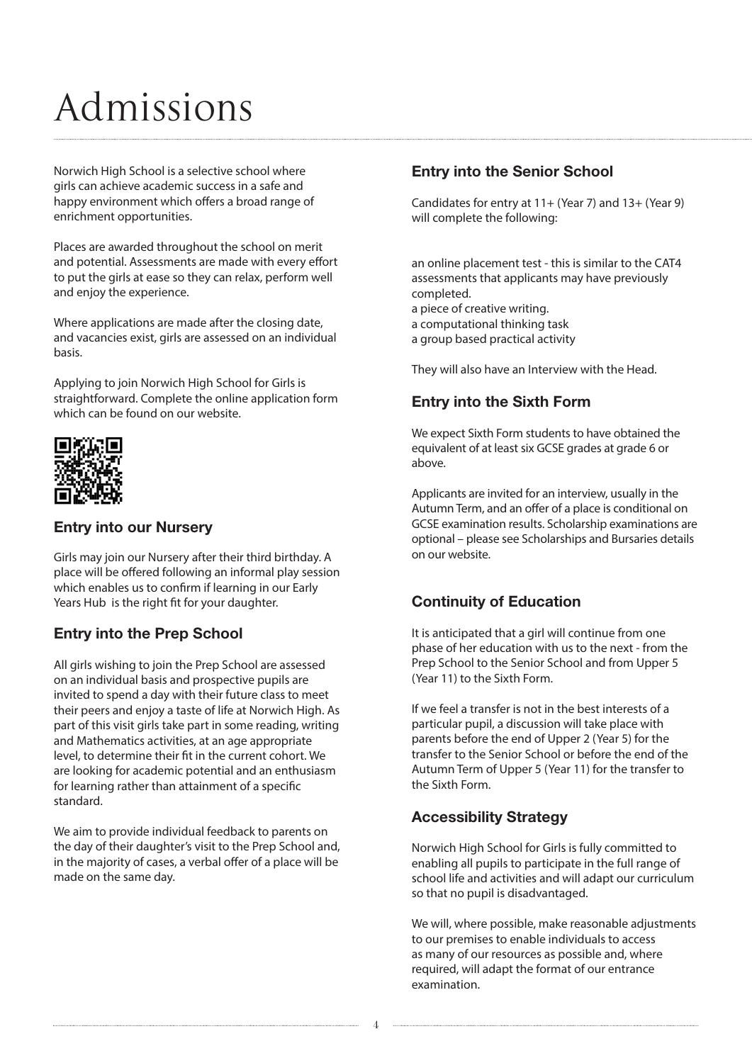# Admissions

Norwich High School is a selective school where girls can achieve academic success in a safe and happy environment which offers a broad range of enrichment opportunities.

Places are awarded throughout the school on merit and potential. Assessments are made with every effort to put the girls at ease so they can relax, perform well and enjoy the experience.

Where applications are made after the closing date, and vacancies exist, girls are assessed on an individual basis.

Applying to join Norwich High School for Girls is straightforward. Complete the online application form which can be found on our website.

## Entry into our Nursery

Girls may join our Nursery after their third birthday. A place will be offered following an informal play session which enables us to confirm if learning in our Early Years Hub is the right fit for your daughter.

## Entry into the Prep School

All girls wishing to join the Prep School are assessed on an individual basis and prospective pupils are invited to spend a day with their future class to meet their peers and enjoy a taste of life at Norwich High. As part of this visit girls take part in some reading, writing and Mathematics activities, at an age appropriate level, to determine their fit in the current cohort. We are looking for academic potential and an enthusiasm for learning rather than attainment of a specific standard.

We aim to provide individual feedback to parents on the day of their daughter's visit to the Prep School and, in the majority of cases, a verbal offer of a place will be made on the same day.

## Entry into the Senior School

Candidates for entry at 11+ (Year 7) and 13+ (Year 9) will complete the following:

an online placement test - this is similar to the CAT4 assessments that applicants may have previously completed.
a piece of creative writing.
a computational thinking task
a group based practical activity

They will also have an Interview with the Head.

## Entry into the Sixth Form

We expect Sixth Form students to have obtained the equivalent of at least six GCSE grades at grade 6 or above.

Applicants are invited for an interview, usually in the Autumn Term, and an offer of a place is conditional on GCSE examination results. Scholarship examinations are optional – please see Scholarships and Bursaries details on our website.

## Continuity of Education

It is anticipated that a girl will continue from one phase of her education with us to the next - from the Prep School to the Senior School and from Upper 5 (Year 11) to the Sixth Form.

If we feel a transfer is not in the best interests of a particular pupil, a discussion will take place with parents before the end of Upper 2 (Year 5) for the transfer to the Senior School or before the end of the Autumn Term of Upper 5 (Year 11) for the transfer to the Sixth Form.

## Accessibility Strategy

Norwich High School for Girls is fully committed to enabling all pupils to participate in the full range of school life and activities and will adapt our curriculum so that no pupil is disadvantaged.

We will, where possible, make reasonable adjustments to our premises to enable individuals to access as many of our resources as possible and, where required, will adapt the format of our entrance examination.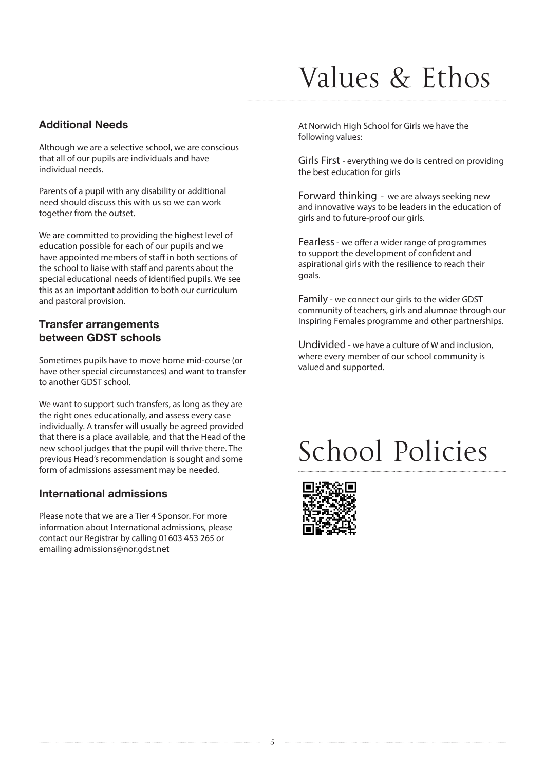## Additional Needs

Although we are a selective school, we are conscious that all of our pupils are individuals and have individual needs.

Parents of a pupil with any disability or additional need should discuss this with us so we can work together from the outset.

We are committed to providing the highest level of education possible for each of our pupils and we have appointed members of staff in both sections of the school to liaise with staff and parents about the special educational needs of identified pupils. We see this as an important addition to both our curriculum and pastoral provision.

## Transfer arrangements between GDST schools

Sometimes pupils have to move home mid-course (or have other special circumstances) and want to transfer to another GDST school.

We want to support such transfers, as long as they are the right ones educationally, and assess every case individually. A transfer will usually be agreed provided that there is a place available, and that the Head of the new school judges that the pupil will thrive there. The previous Head's recommendation is sought and some form of admissions assessment may be needed.

## International admissions

Please note that we are a Tier 4 Sponsor. For more information about International admissions, please contact our Registrar by calling 01603 453 265 or emailing admissions@nor.gdst.net

# Values & Ethos

At Norwich High School for Girls we have the following values:

Girls First - everything we do is centred on providing the best education for girls

Forward thinking - we are always seeking new and innovative ways to be leaders in the education of girls and to future-proof our girls.

Fearless - we offer a wider range of programmes to support the development of confident and aspirational girls with the resilience to reach their goals.

Family - we connect our girls to the wider GDST community of teachers, girls and alumnae through our Inspiring Females programme and other partnerships.

Undivided - we have a culture of W and inclusion, where every member of our school community is valued and supported.

# School Policies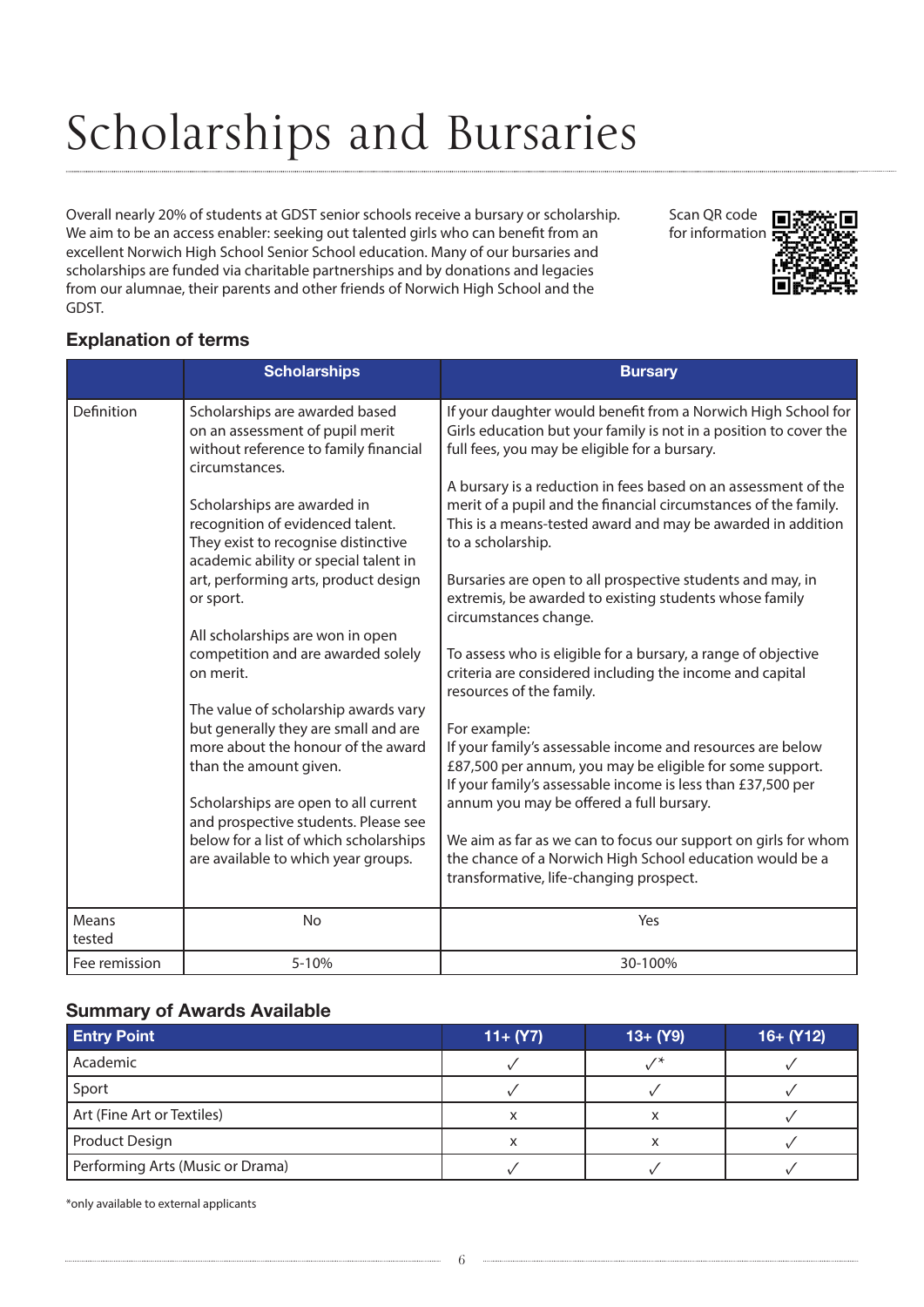# Scholarships and Bursaries

Overall nearly 20% of students at GDST senior schools receive a bursary or scholarship. We aim to be an access enabler: seeking out talented girls who can benefit from an excellent Norwich High School Senior School education. Many of our bursaries and scholarships are funded via charitable partnerships and by donations and legacies from our alumnae, their parents and other friends of Norwich High School and the GDST.

Scan QR code for information

### Explanation of terms

| | Scholarships | Bursary |
|---|---|---|
| Definition | Scholarships are awarded based on an assessment of pupil merit without reference to family financial circumstances.<br><br>Scholarships are awarded in recognition of evidenced talent. They exist to recognise distinctive academic ability or special talent in art, performing arts, product design or sport.<br><br>All scholarships are won in open competition and are awarded solely on merit.<br><br>The value of scholarship awards vary but generally they are small and are more about the honour of the award than the amount given.<br><br>Scholarships are open to all current and prospective students. Please see below for a list of which scholarships are available to which year groups. | If your daughter would benefit from a Norwich High School for Girls education but your family is not in a position to cover the full fees, you may be eligible for a bursary.<br><br>A bursary is a reduction in fees based on an assessment of the merit of a pupil and the financial circumstances of the family. This is a means-tested award and may be awarded in addition to a scholarship.<br><br>Bursaries are open to all prospective students and may, in extremis, be awarded to existing students whose family circumstances change.<br><br>To assess who is eligible for a bursary, a range of objective criteria are considered including the income and capital resources of the family.<br><br>For example:<br>If your family's assessable income and resources are below £87,500 per annum, you may be eligible for some support. If your family's assessable income is less than £37,500 per annum you may be offered a full bursary.<br><br>We aim as far as we can to focus our support on girls for whom the chance of a Norwich High School education would be a transformative, life-changing prospect. |
| Means tested | No | Yes |
| Fee remission | 5-10% | 30-100% |

### Summary of Awards Available

| Entry Point | 11+ (Y7) | 13+ (Y9) | 16+ (Y12) |
|---|---|---|---|
| Academic | ✓ | ✓* | ✓ |
| Sport | ✓ | ✓ | ✓ |
| Art (Fine Art or Textiles) | x | x | ✓ |
| Product Design | x | x | ✓ |
| Performing Arts (Music or Drama) | ✓ | ✓ | ✓ |

*only available to external applicants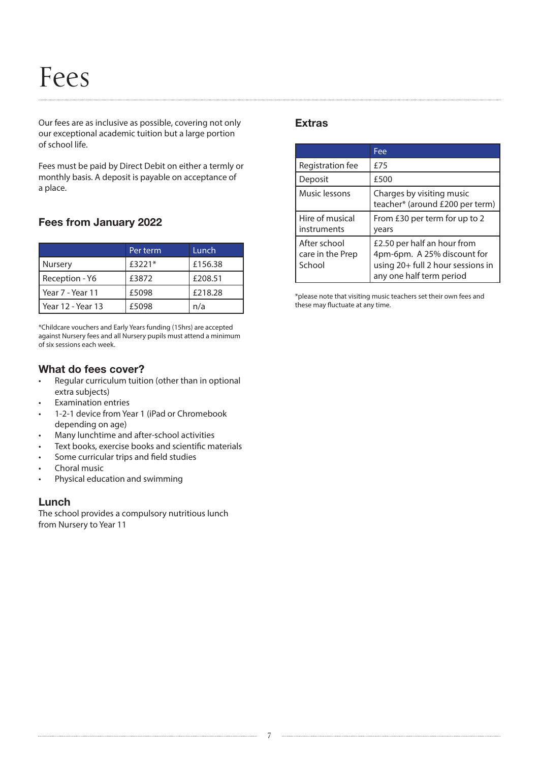# Fees

Our fees are as inclusive as possible, covering not only our exceptional academic tuition but a large portion of school life.

Fees must be paid by Direct Debit on either a termly or monthly basis. A deposit is payable on acceptance of a place.

## Fees from January 2022

| | Per term | Lunch |
|---|---|---|
| Nursery | £3221* | £156.38 |
| Reception - Y6 | £3872 | £208.51 |
| Year 7 - Year 11 | £5098 | £218.28 |
| Year 12 - Year 13 | £5098 | n/a |

*Childcare vouchers and Early Years funding (15hrs) are accepted against Nursery fees and all Nursery pupils must attend a minimum of six sessions each week.

## What do fees cover?

- Regular curriculum tuition (other than in optional extra subjects)
- Examination entries
- 1-2-1 device from Year 1 (iPad or Chromebook depending on age)
- Many lunchtime and after-school activities
- Text books, exercise books and scientific materials
- Some curricular trips and field studies
- Choral music
- Physical education and swimming

## Lunch

The school provides a compulsory nutritious lunch from Nursery to Year 11

## Extras

| | Fee |
|---|---|
| Registration fee | £75 |
| Deposit | £500 |
| Music lessons | Charges by visiting music teacher* (around £200 per term) |
| Hire of musical instruments | From £30 per term for up to 2 years |
| After school care in the Prep School | £2.50 per half an hour from 4pm-6pm. A 25% discount for using 20+ full 2 hour sessions in any one half term period |

*please note that visiting music teachers set their own fees and these may fluctuate at any time.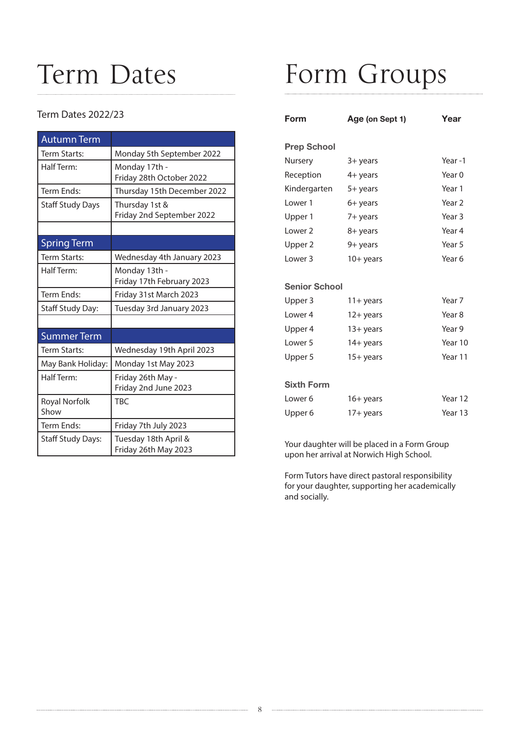# Term Dates

Term Dates 2022/23

| Autumn Term | |
|---|---|
| Term Starts: | Monday 5th September 2022 |
| Half Term: | Monday 17th - Friday 28th October 2022 |
| Term Ends: | Thursday 15th December 2022 |
| Staff Study Days | Thursday 1st & Friday 2nd September 2022 |
| | |
| **Spring Term** | |
| Term Starts: | Wednesday 4th January 2023 |
| Half Term: | Monday 13th - Friday 17th February 2023 |
| Term Ends: | Friday 31st March 2023 |
| Staff Study Day: | Tuesday 3rd January 2023 |
| | |
| **Summer Term** | |
| Term Starts: | Wednesday 19th April 2023 |
| May Bank Holiday: | Monday 1st May 2023 |
| Half Term: | Friday 26th May - Friday 2nd June 2023 |
| Royal Norfolk Show | TBC |
| Term Ends: | Friday 7th July 2023 |
| Staff Study Days: | Tuesday 18th April & Friday 26th May 2023 |

# Form Groups

| Form | Age (on Sept 1) | Year |
|---|---|---|
| **Prep School** | | |
| Nursery | 3+ years | Year -1 |
| Reception | 4+ years | Year 0 |
| Kindergarten | 5+ years | Year 1 |
| Lower 1 | 6+ years | Year 2 |
| Upper 1 | 7+ years | Year 3 |
| Lower 2 | 8+ years | Year 4 |
| Upper 2 | 9+ years | Year 5 |
| Lower 3 | 10+ years | Year 6 |
| **Senior School** | | |
| Upper 3 | 11+ years | Year 7 |
| Lower 4 | 12+ years | Year 8 |
| Upper 4 | 13+ years | Year 9 |
| Lower 5 | 14+ years | Year 10 |
| Upper 5 | 15+ years | Year 11 |
| **Sixth Form** | | |
| Lower 6 | 16+ years | Year 12 |
| Upper 6 | 17+ years | Year 13 |

Your daughter will be placed in a Form Group upon her arrival at Norwich High School.

Form Tutors have direct pastoral responsibility for your daughter, supporting her academically and socially.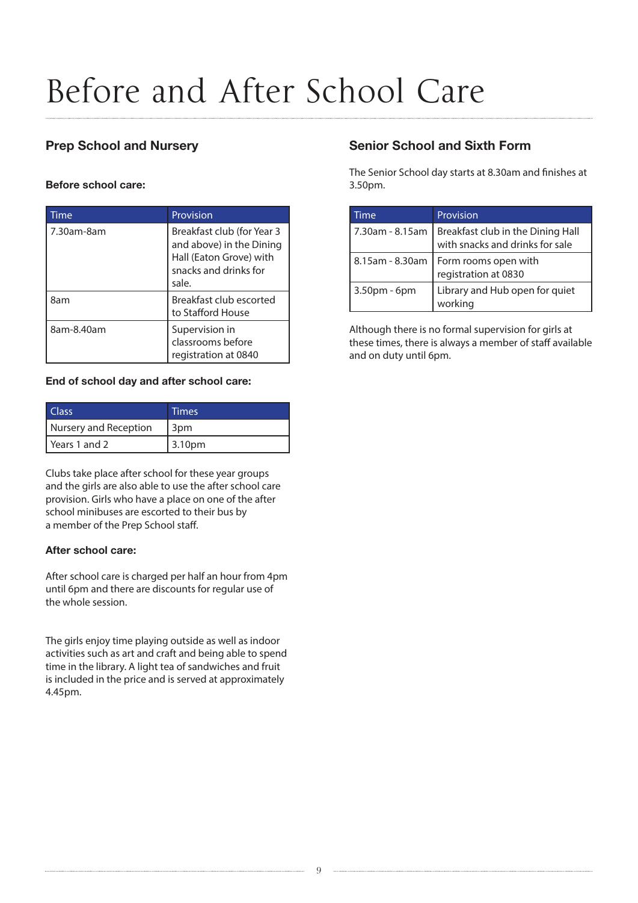# Before and After School Care

## Prep School and Nursery

**Before school care:**

| Time | Provision |
|---|---|
| 7.30am-8am | Breakfast club (for Year 3 and above) in the Dining Hall (Eaton Grove) with snacks and drinks for sale. |
| 8am | Breakfast club escorted to Stafford House |
| 8am-8.40am | Supervision in classrooms before registration at 0840 |

**End of school day and after school care:**

| Class | Times |
|---|---|
| Nursery and Reception | 3pm |
| Years 1 and 2 | 3.10pm |

Clubs take place after school for these year groups and the girls are also able to use the after school care provision. Girls who have a place on one of the after school minibuses are escorted to their bus by a member of the Prep School staff.

**After school care:**

After school care is charged per half an hour from 4pm until 6pm and there are discounts for regular use of the whole session.

The girls enjoy time playing outside as well as indoor activities such as art and craft and being able to spend time in the library. A light tea of sandwiches and fruit is included in the price and is served at approximately 4.45pm.

## Senior School and Sixth Form

The Senior School day starts at 8.30am and finishes at 3.50pm.

| Time | Provision |
|---|---|
| 7.30am - 8.15am | Breakfast club in the Dining Hall with snacks and drinks for sale |
| 8.15am - 8.30am | Form rooms open with registration at 0830 |
| 3.50pm - 6pm | Library and Hub open for quiet working |

Although there is no formal supervision for girls at these times, there is always a member of staff available and on duty until 6pm.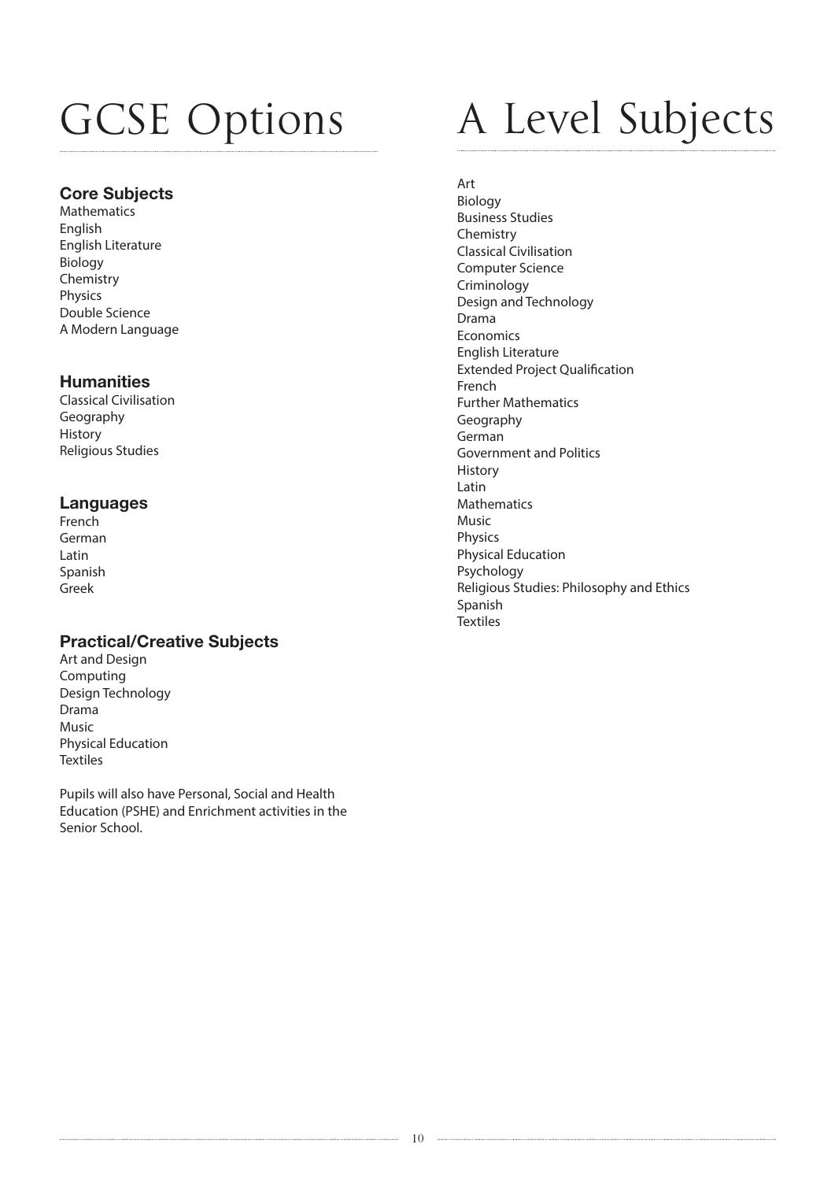# GCSE Options

### Core Subjects

Mathematics
English
English Literature
Biology
Chemistry
Physics
Double Science
A Modern Language

### Humanities

Classical Civilisation
Geography
History
Religious Studies

### Languages

French
German
Latin
Spanish
Greek

### Practical/Creative Subjects

Art and Design
Computing
Design Technology
Drama
Music
Physical Education
Textiles

Pupils will also have Personal, Social and Health Education (PSHE) and Enrichment activities in the Senior School.

# A Level Subjects

Art
Biology
Business Studies
Chemistry
Classical Civilisation
Computer Science
Criminology
Design and Technology
Drama
Economics
English Literature
Extended Project Qualification
French
Further Mathematics
Geography
German
Government and Politics
History
Latin
Mathematics
Music
Physics
Physical Education
Psychology
Religious Studies: Philosophy and Ethics
Spanish
Textiles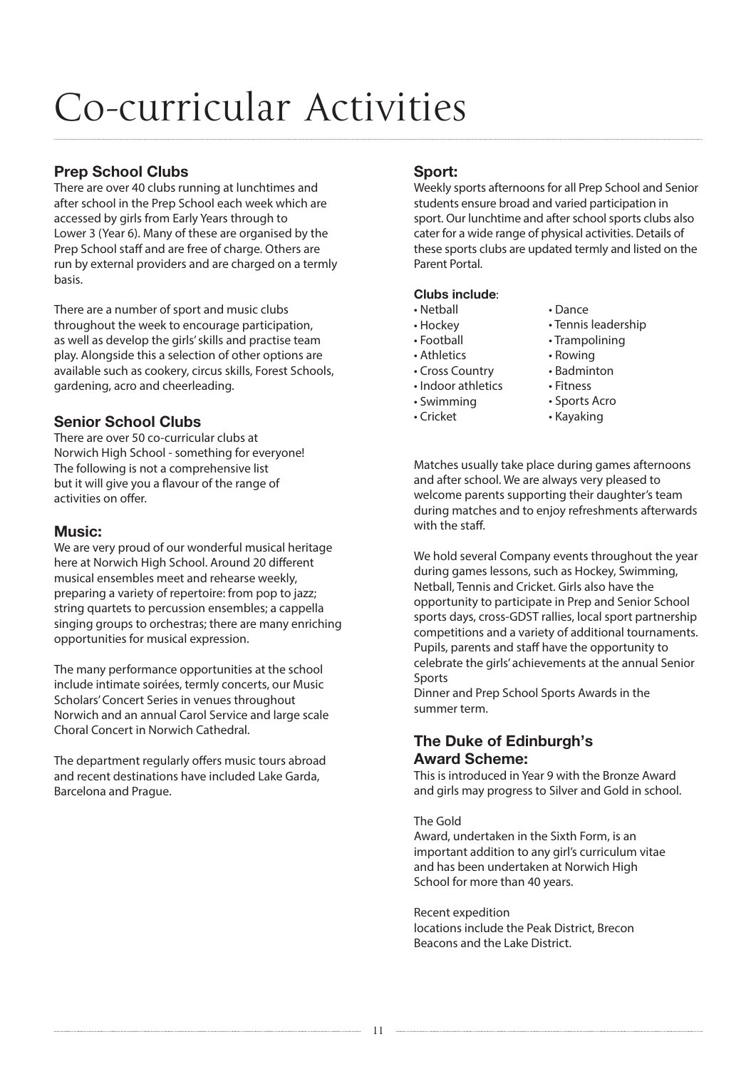# Co-curricular Activities

## Prep School Clubs

There are over 40 clubs running at lunchtimes and after school in the Prep School each week which are accessed by girls from Early Years through to Lower 3 (Year 6). Many of these are organised by the Prep School staff and are free of charge. Others are run by external providers and are charged on a termly basis.

There are a number of sport and music clubs throughout the week to encourage participation, as well as develop the girls' skills and practise team play. Alongside this a selection of other options are available such as cookery, circus skills, Forest Schools, gardening, acro and cheerleading.

## Senior School Clubs

There are over 50 co-curricular clubs at Norwich High School - something for everyone! The following is not a comprehensive list but it will give you a flavour of the range of activities on offer.

## Music:

We are very proud of our wonderful musical heritage here at Norwich High School. Around 20 different musical ensembles meet and rehearse weekly, preparing a variety of repertoire: from pop to jazz; string quartets to percussion ensembles; a cappella singing groups to orchestras; there are many enriching opportunities for musical expression.

The many performance opportunities at the school include intimate soirées, termly concerts, our Music Scholars' Concert Series in venues throughout Norwich and an annual Carol Service and large scale Choral Concert in Norwich Cathedral.

The department regularly offers music tours abroad and recent destinations have included Lake Garda, Barcelona and Prague.

## Sport:

Weekly sports afternoons for all Prep School and Senior students ensure broad and varied participation in sport. Our lunchtime and after school sports clubs also cater for a wide range of physical activities. Details of these sports clubs are updated termly and listed on the Parent Portal.

**Clubs include**:

- Netball
- Hockey
- Football
- Athletics
- Cross Country
- Indoor athletics
- Swimming
- Cricket
- Dance
- Tennis leadership
- Trampolining
- Rowing
- Badminton
- Fitness
- Sports Acro
- Kayaking

Matches usually take place during games afternoons and after school. We are always very pleased to welcome parents supporting their daughter's team during matches and to enjoy refreshments afterwards with the staff.

We hold several Company events throughout the year during games lessons, such as Hockey, Swimming, Netball, Tennis and Cricket. Girls also have the opportunity to participate in Prep and Senior School sports days, cross-GDST rallies, local sport partnership competitions and a variety of additional tournaments. Pupils, parents and staff have the opportunity to celebrate the girls' achievements at the annual Senior Sports Dinner and Prep School Sports Awards in the summer term.

## The Duke of Edinburgh's Award Scheme:

This is introduced in Year 9 with the Bronze Award and girls may progress to Silver and Gold in school.

The Gold Award, undertaken in the Sixth Form, is an important addition to any girl's curriculum vitae and has been undertaken at Norwich High School for more than 40 years.

Recent expedition locations include the Peak District, Brecon Beacons and the Lake District.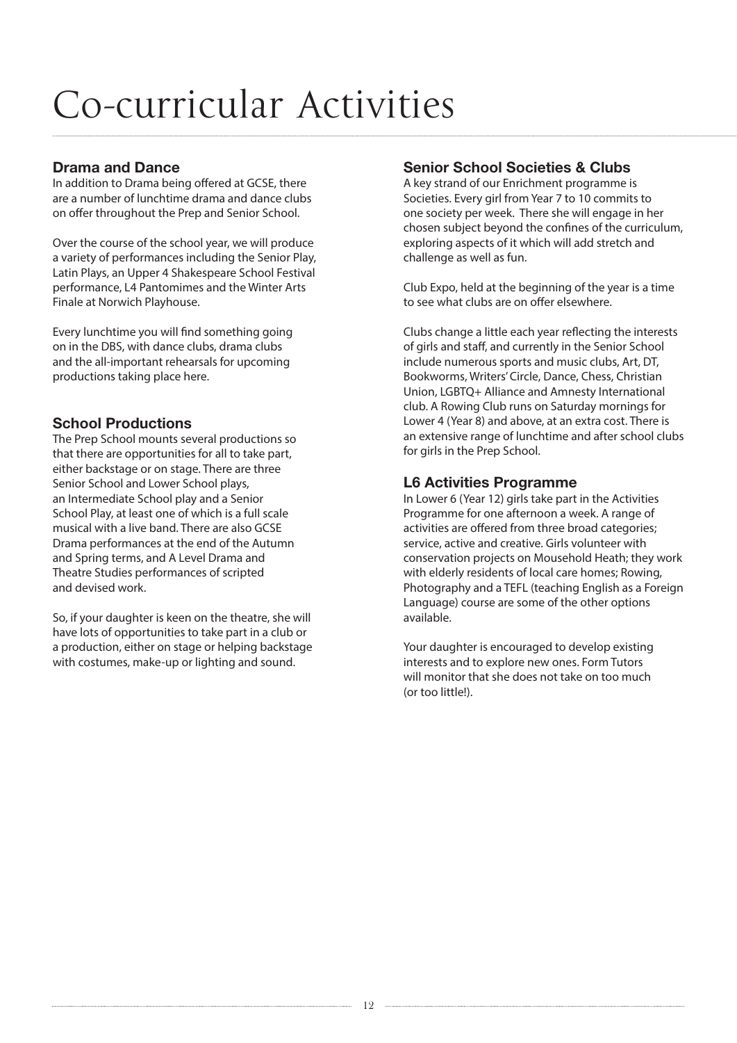# Co-curricular Activities

## Drama and Dance

In addition to Drama being offered at GCSE, there are a number of lunchtime drama and dance clubs on offer throughout the Prep and Senior School.

Over the course of the school year, we will produce a variety of performances including the Senior Play, Latin Plays, an Upper 4 Shakespeare School Festival performance, L4 Pantomimes and the Winter Arts Finale at Norwich Playhouse.

Every lunchtime you will find something going on in the DBS, with dance clubs, drama clubs and the all-important rehearsals for upcoming productions taking place here.

## School Productions

The Prep School mounts several productions so that there are opportunities for all to take part, either backstage or on stage. There are three Senior School and Lower School plays, an Intermediate School play and a Senior School Play, at least one of which is a full scale musical with a live band. There are also GCSE Drama performances at the end of the Autumn and Spring terms, and A Level Drama and Theatre Studies performances of scripted and devised work.

So, if your daughter is keen on the theatre, she will have lots of opportunities to take part in a club or a production, either on stage or helping backstage with costumes, make-up or lighting and sound.

## Senior School Societies & Clubs

A key strand of our Enrichment programme is Societies. Every girl from Year 7 to 10 commits to one society per week. There she will engage in her chosen subject beyond the confines of the curriculum, exploring aspects of it which will add stretch and challenge as well as fun.

Club Expo, held at the beginning of the year is a time to see what clubs are on offer elsewhere.

Clubs change a little each year reflecting the interests of girls and staff, and currently in the Senior School include numerous sports and music clubs, Art, DT, Bookworms, Writers' Circle, Dance, Chess, Christian Union, LGBTQ+ Alliance and Amnesty International club. A Rowing Club runs on Saturday mornings for Lower 4 (Year 8) and above, at an extra cost. There is an extensive range of lunchtime and after school clubs for girls in the Prep School.

## L6 Activities Programme

In Lower 6 (Year 12) girls take part in the Activities Programme for one afternoon a week. A range of activities are offered from three broad categories; service, active and creative. Girls volunteer with conservation projects on Mousehold Heath; they work with elderly residents of local care homes; Rowing, Photography and a TEFL (teaching English as a Foreign Language) course are some of the other options available.

Your daughter is encouraged to develop existing interests and to explore new ones. Form Tutors will monitor that she does not take on too much (or too little!).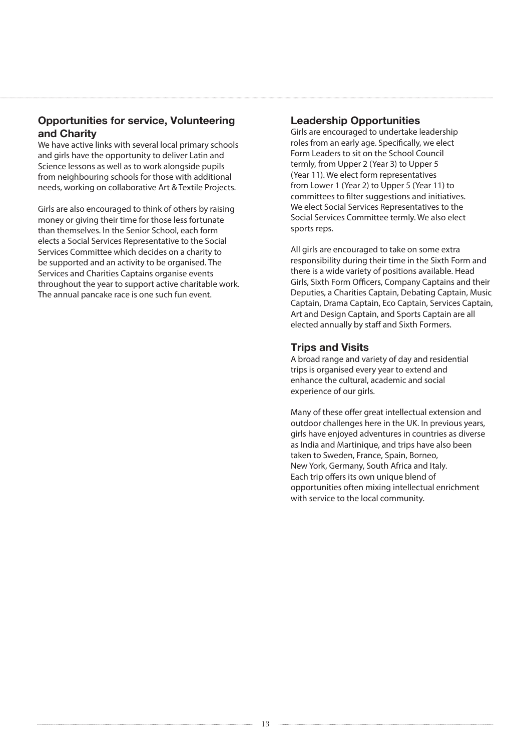## Opportunities for service, Volunteering and Charity

We have active links with several local primary schools and girls have the opportunity to deliver Latin and Science lessons as well as to work alongside pupils from neighbouring schools for those with additional needs, working on collaborative Art & Textile Projects.

Girls are also encouraged to think of others by raising money or giving their time for those less fortunate than themselves. In the Senior School, each form elects a Social Services Representative to the Social Services Committee which decides on a charity to be supported and an activity to be organised. The Services and Charities Captains organise events throughout the year to support active charitable work. The annual pancake race is one such fun event.

## Leadership Opportunities

Girls are encouraged to undertake leadership roles from an early age. Specifically, we elect Form Leaders to sit on the School Council termly, from Upper 2 (Year 3) to Upper 5 (Year 11). We elect form representatives from Lower 1 (Year 2) to Upper 5 (Year 11) to committees to filter suggestions and initiatives. We elect Social Services Representatives to the Social Services Committee termly. We also elect sports reps.

All girls are encouraged to take on some extra responsibility during their time in the Sixth Form and there is a wide variety of positions available. Head Girls, Sixth Form Officers, Company Captains and their Deputies, a Charities Captain, Debating Captain, Music Captain, Drama Captain, Eco Captain, Services Captain, Art and Design Captain, and Sports Captain are all elected annually by staff and Sixth Formers.

## Trips and Visits

A broad range and variety of day and residential trips is organised every year to extend and enhance the cultural, academic and social experience of our girls.

Many of these offer great intellectual extension and outdoor challenges here in the UK. In previous years, girls have enjoyed adventures in countries as diverse as India and Martinique, and trips have also been taken to Sweden, France, Spain, Borneo, New York, Germany, South Africa and Italy. Each trip offers its own unique blend of opportunities often mixing intellectual enrichment with service to the local community.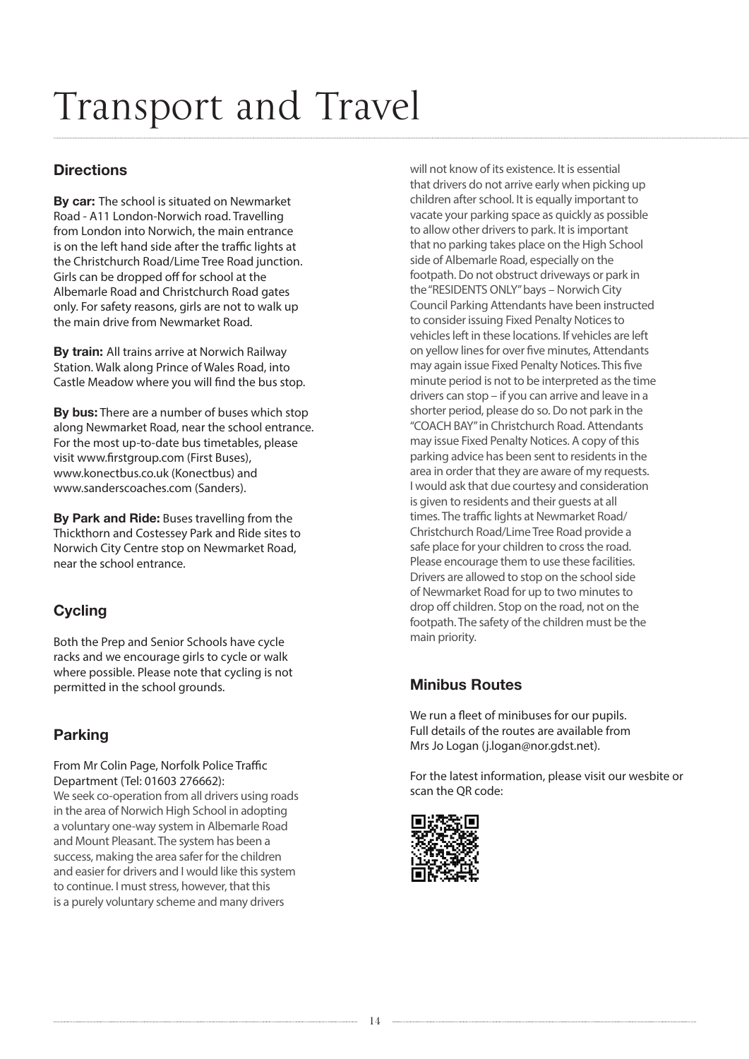# Transport and Travel

## Directions

**By car:** The school is situated on Newmarket Road - A11 London-Norwich road. Travelling from London into Norwich, the main entrance is on the left hand side after the traffic lights at the Christchurch Road/Lime Tree Road junction. Girls can be dropped off for school at the Albemarle Road and Christchurch Road gates only. For safety reasons, girls are not to walk up the main drive from Newmarket Road.

**By train:** All trains arrive at Norwich Railway Station. Walk along Prince of Wales Road, into Castle Meadow where you will find the bus stop.

**By bus:** There are a number of buses which stop along Newmarket Road, near the school entrance. For the most up-to-date bus timetables, please visit www.firstgroup.com (First Buses), www.konectbus.co.uk (Konectbus) and www.sanderscoaches.com (Sanders).

**By Park and Ride:** Buses travelling from the Thickthorn and Costessey Park and Ride sites to Norwich City Centre stop on Newmarket Road, near the school entrance.

## Cycling

Both the Prep and Senior Schools have cycle racks and we encourage girls to cycle or walk where possible. Please note that cycling is not permitted in the school grounds.

## Parking

From Mr Colin Page, Norfolk Police Traffic Department (Tel: 01603 276662):
We seek co-operation from all drivers using roads in the area of Norwich High School in adopting a voluntary one-way system in Albemarle Road and Mount Pleasant. The system has been a success, making the area safer for the children and easier for drivers and I would like this system to continue. I must stress, however, that this is a purely voluntary scheme and many drivers will not know of its existence. It is essential that drivers do not arrive early when picking up children after school. It is equally important to vacate your parking space as quickly as possible to allow other drivers to park. It is important that no parking takes place on the High School side of Albemarle Road, especially on the footpath. Do not obstruct driveways or park in the "RESIDENTS ONLY" bays – Norwich City Council Parking Attendants have been instructed to consider issuing Fixed Penalty Notices to vehicles left in these locations. If vehicles are left on yellow lines for over five minutes, Attendants may again issue Fixed Penalty Notices. This five minute period is not to be interpreted as the time drivers can stop – if you can arrive and leave in a shorter period, please do so. Do not park in the "COACH BAY" in Christchurch Road. Attendants may issue Fixed Penalty Notices. A copy of this parking advice has been sent to residents in the area in order that they are aware of my requests. I would ask that due courtesy and consideration is given to residents and their guests at all times. The traffic lights at Newmarket Road/ Christchurch Road/Lime Tree Road provide a safe place for your children to cross the road. Please encourage them to use these facilities. Drivers are allowed to stop on the school side of Newmarket Road for up to two minutes to drop off children. Stop on the road, not on the footpath. The safety of the children must be the main priority.

## Minibus Routes

We run a fleet of minibuses for our pupils. Full details of the routes are available from Mrs Jo Logan (j.logan@nor.gdst.net).

For the latest information, please visit our wesbite or scan the QR code: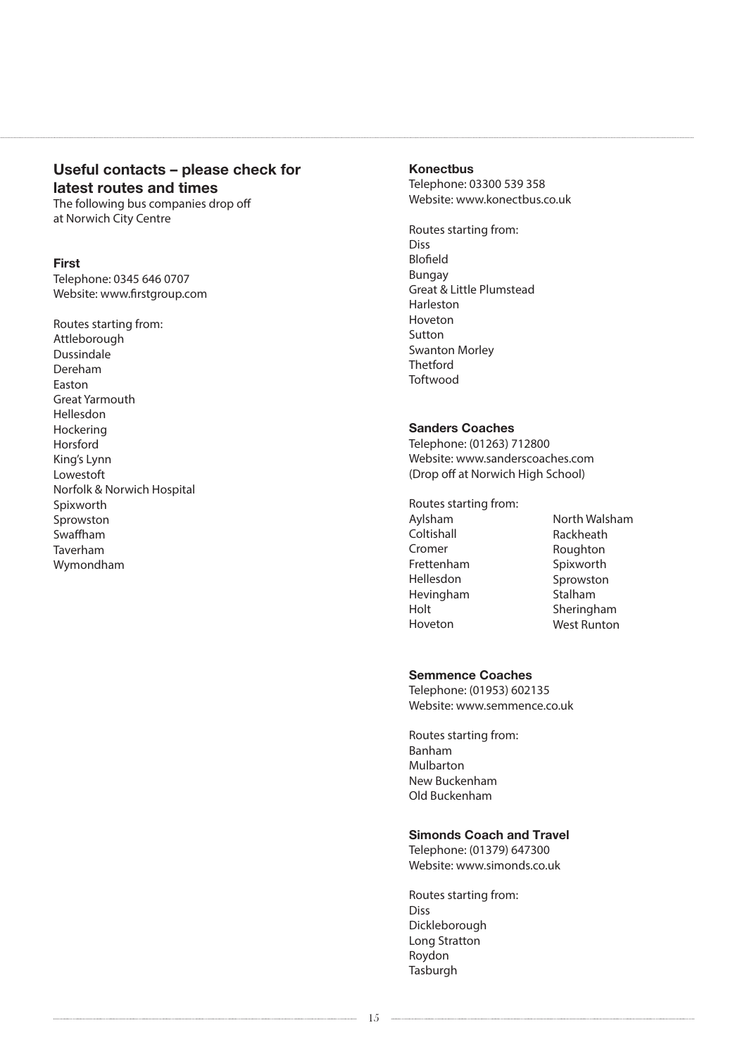## Useful contacts – please check for latest routes and times

The following bus companies drop off at Norwich City Centre

### First

Telephone: 0345 646 0707
Website: www.firstgroup.com

Routes starting from:
Attleborough
Dussindale
Dereham
Easton
Great Yarmouth
Hellesdon
Hockering
Horsford
King's Lynn
Lowestoft
Norfolk & Norwich Hospital
Spixworth
Sprowston
Swaffham
Taverham
Wymondham

### Konectbus

Telephone: 03300 539 358
Website: www.konectbus.co.uk

Routes starting from:
Diss
Blofield
Bungay
Great & Little Plumstead
Harleston
Hoveton
Sutton
Swanton Morley
Thetford
Toftwood

### Sanders Coaches

Telephone: (01263) 712800
Website: www.sanderscoaches.com
(Drop off at Norwich High School)

Routes starting from:
Aylsham
Coltishall
Cromer
Frettenham
Hellesdon
Hevingham
Holt
Hoveton
North Walsham
Rackheath
Roughton
Spixworth
Sprowston
Stalham
Sheringham
West Runton

### Semmence Coaches

Telephone: (01953) 602135
Website: www.semmence.co.uk

Routes starting from:
Banham
Mulbarton
New Buckenham
Old Buckenham

### Simonds Coach and Travel

Telephone: (01379) 647300
Website: www.simonds.co.uk

Routes starting from:
Diss
Dickleborough
Long Stratton
Roydon
Tasburgh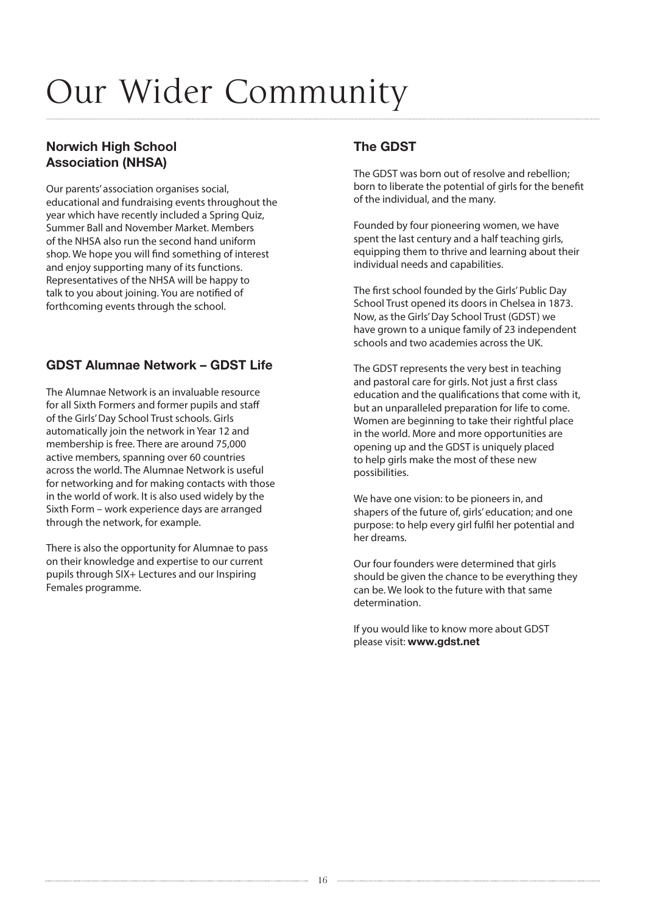# Our Wider Community

## Norwich High School Association (NHSA)

Our parents' association organises social, educational and fundraising events throughout the year which have recently included a Spring Quiz, Summer Ball and November Market. Members of the NHSA also run the second hand uniform shop. We hope you will find something of interest and enjoy supporting many of its functions. Representatives of the NHSA will be happy to talk to you about joining. You are notified of forthcoming events through the school.

## GDST Alumnae Network – GDST Life

The Alumnae Network is an invaluable resource for all Sixth Formers and former pupils and staff of the Girls' Day School Trust schools. Girls automatically join the network in Year 12 and membership is free. There are around 75,000 active members, spanning over 60 countries across the world. The Alumnae Network is useful for networking and for making contacts with those in the world of work. It is also used widely by the Sixth Form – work experience days are arranged through the network, for example.

There is also the opportunity for Alumnae to pass on their knowledge and expertise to our current pupils through SIX+ Lectures and our Inspiring Females programme.

## The GDST

The GDST was born out of resolve and rebellion; born to liberate the potential of girls for the benefit of the individual, and the many.

Founded by four pioneering women, we have spent the last century and a half teaching girls, equipping them to thrive and learning about their individual needs and capabilities.

The first school founded by the Girls' Public Day School Trust opened its doors in Chelsea in 1873. Now, as the Girls' Day School Trust (GDST) we have grown to a unique family of 23 independent schools and two academies across the UK.

The GDST represents the very best in teaching and pastoral care for girls. Not just a first class education and the qualifications that come with it, but an unparalleled preparation for life to come. Women are beginning to take their rightful place in the world. More and more opportunities are opening up and the GDST is uniquely placed to help girls make the most of these new possibilities.

We have one vision: to be pioneers in, and shapers of the future of, girls' education; and one purpose: to help every girl fulfil her potential and her dreams.

Our four founders were determined that girls should be given the chance to be everything they can be. We look to the future with that same determination.

If you would like to know more about GDST please visit: **www.gdst.net**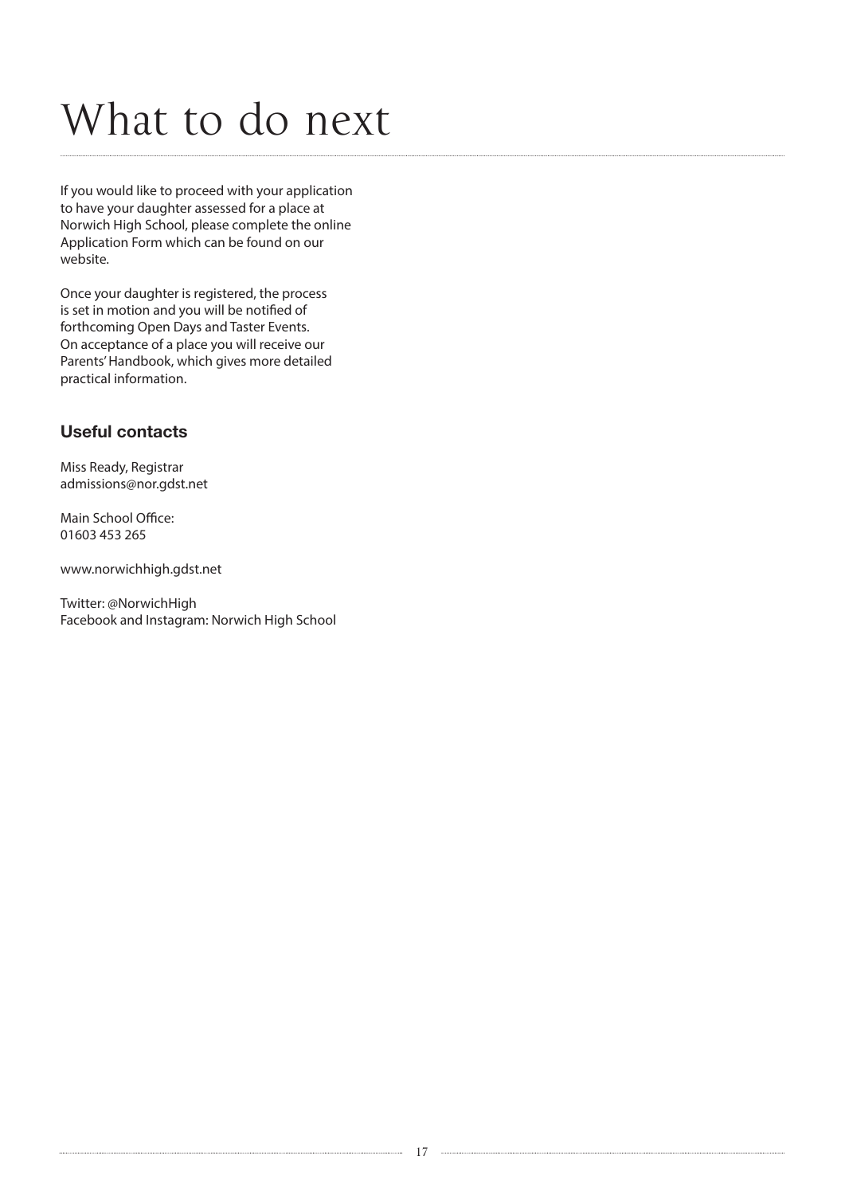# What to do next

If you would like to proceed with your application to have your daughter assessed for a place at Norwich High School, please complete the online Application Form which can be found on our website.

Once your daughter is registered, the process is set in motion and you will be notified of forthcoming Open Days and Taster Events. On acceptance of a place you will receive our Parents' Handbook, which gives more detailed practical information.

### Useful contacts

Miss Ready, Registrar
admissions@nor.gdst.net

Main School Office:
01603 453 265

www.norwichhigh.gdst.net

Twitter: @NorwichHigh
Facebook and Instagram: Norwich High School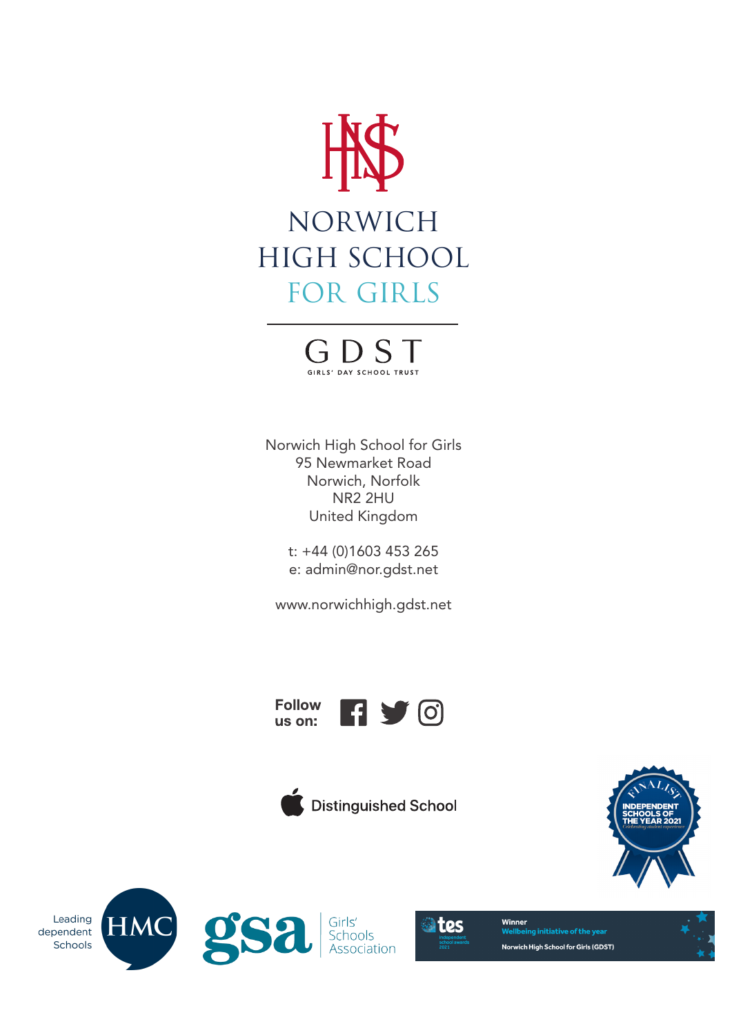# NORWICH HIGH SCHOOL FOR GIRLS

GDST

GIRLS' DAY SCHOOL TRUST

Norwich High School for Girls
95 Newmarket Road
Norwich, Norfolk
NR2 2HU
United Kingdom

t: +44 (0)1603 453 265
e: admin@nor.gdst.net

www.norwichhigh.gdst.net

**Follow us on:**

Distinguished School

FINALIST
INDEPENDENT SCHOOLS OF THE YEAR 2021
Celebrating student experience

Leading Independent Schools HMC

gsa Girls' Schools Association

tes independent school awards 2021
Winner
Wellbeing initiative of the year
Norwich High School for Girls (GDST)